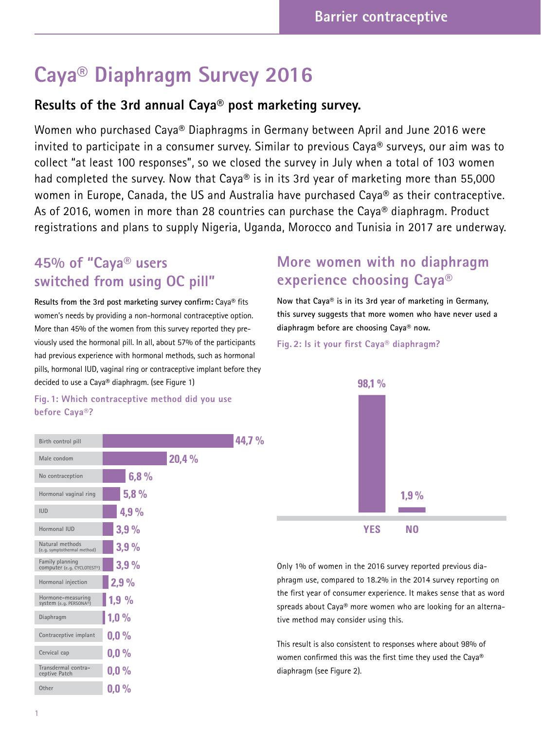# Caya® Diaphragm Survey 2016

## Results of the 3rd annual Caya® post marketing survey.

Women who purchased Caya® Diaphragms in Germany between April and June 2016 were invited to participate in a consumer survey. Similar to previous Caya® surveys, our aim was to collect "at least 100 responses", so we closed the survey in July when a total of 103 women had completed the survey. Now that Caya® is in its 3rd year of marketing more than 55,000 women in Europe, Canada, the US and Australia have purchased Caya® as their contraceptive. As of 2016, women in more than 28 countries can purchase the Caya® diaphragm. Product registrations and plans to supply Nigeria, Uganda, Morocco and Tunisia in 2017 are underway.

### 45% of "Caya® users switched from using OC pill"

**Results from the 3rd post marketing survey confirm:** Caya® fits women's needs by providing a non-hormonal contraceptive option. More than 45% of the women from this survey reported they previously used the hormonal pill. In all, about 57% of the participants had previous experience with hormonal methods, such as hormonal pills, hormonal IUD, vaginal ring or contraceptive implant before they decided to use a Caya® diaphragm. (see Figure 1)

**Fig. 1: Which contraceptive method did you use before Caya®?**

| Method | % |
|---|---|
| Birth control pill | 44,7 % |
| Male condom | 20,4 % |
| No contraception | 6,8 % |
| Hormonal vaginal ring | 5,8 % |
| IUD | 4,9 % |
| Hormonal IUD | 3,9 % |
| Natural methods (e.g. symptothermal method) | 3,9 % |
| Family planning computer (e.g. CYCLOTEST®) | 3,9 % |
| Hormonal injection | 2,9 % |
| Hormone-measuring system (e.g. PERSONA®) | 1,9 % |
| Diaphragm | 1,0 % |
| Contraceptive implant | 0,0 % |
| Cervical cap | 0,0 % |
| Transdermal contraceptive Patch | 0,0 % |
| Other | 0,0 % |

### More women with no diaphragm experience choosing Caya®

**Now that Caya® is in its 3rd year of marketing in Germany, this survey suggests that more women who have never used a diaphragm before are choosing Caya® now.**

**Fig. 2: Is it your first Caya® diaphragm?**

| Answer | % |
|---|---|
| YES | 98,1 % |
| NO | 1,9 % |

Only 1% of women in the 2016 survey reported previous diaphragm use, compared to 18.2% in the 2014 survey reporting on the first year of consumer experience. It makes sense that as word spreads about Caya® more women who are looking for an alternative method may consider using this.

This result is also consistent to responses where about 98% of women confirmed this was the first time they used the Caya® diaphragm (see Figure 2).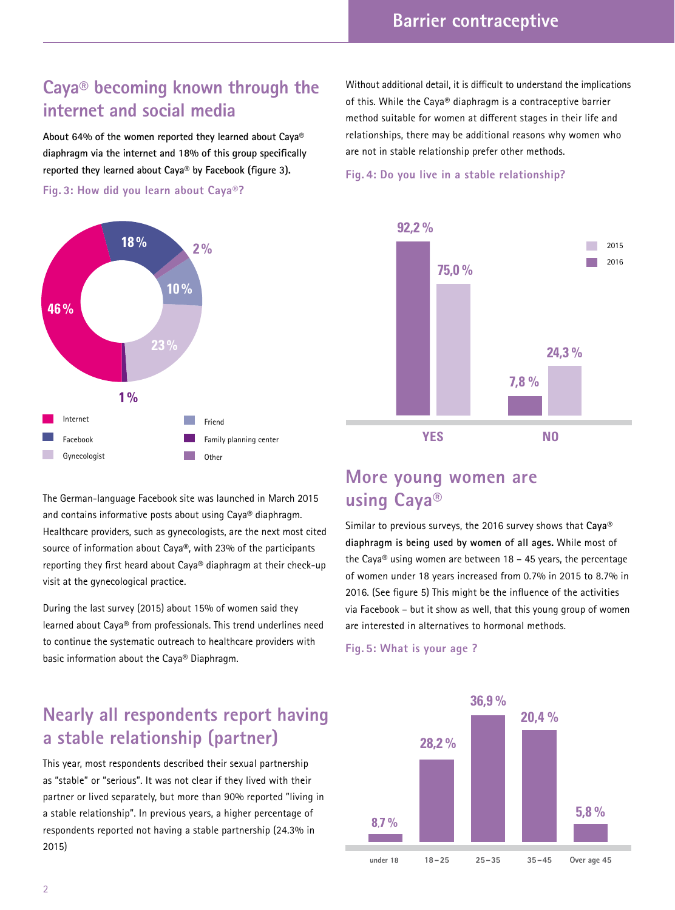## Caya® becoming known through the internet and social media

**About 64% of the women reported they learned about Caya® diaphragm via the internet and 18% of this group specifically reported they learned about Caya® by Facebook (figure 3).**

**Fig. 3: How did you learn about Caya®?**

| Source | Share |
|---|---|
| Internet | 46 % |
| Facebook | 18 % |
| Gynecologist | 23 % |
| Friend | 10 % |
| Family planning center | 1 % |
| Other | 2 % |

The German-language Facebook site was launched in March 2015 and contains informative posts about using Caya® diaphragm. Healthcare providers, such as gynecologists, are the next most cited source of information about Caya®, with 23% of the participants reporting they first heard about Caya® diaphragm at their check-up visit at the gynecological practice.

During the last survey (2015) about 15% of women said they learned about Caya® from professionals. This trend underlines need to continue the systematic outreach to healthcare providers with basic information about the Caya® Diaphragm.

## Nearly all respondents report having a stable relationship (partner)

This year, most respondents described their sexual partnership as "stable" or "serious". It was not clear if they lived with their partner or lived separately, but more than 90% reported "living in a stable relationship". In previous years, a higher percentage of respondents reported not having a stable partnership (24.3% in 2015)

Without additional detail, it is difficult to understand the implications of this. While the Caya® diaphragm is a contraceptive barrier method suitable for women at different stages in their life and relationships, there may be additional reasons why women who are not in stable relationship prefer other methods.

**Fig. 4: Do you live in a stable relationship?**

| | 2016 | 2015 |
|---|---|---|
| YES | 92,2 % | 75,0 % |
| NO | 7,8 % | 24,3 % |

## More young women are using Caya®

Similar to previous surveys, the 2016 survey shows that **Caya® diaphragm is being used by women of all ages.** While most of the Caya® using women are between 18 – 45 years, the percentage of women under 18 years increased from 0.7% in 2015 to 8.7% in 2016. (See figure 5) This might be the influence of the activities via Facebook – but it show as well, that this young group of women are interested in alternatives to hormonal methods.

**Fig. 5: What is your age ?**

| under 18 | 18 – 25 | 25 – 35 | 35 – 45 | Over age 45 |
|---|---|---|---|---|
| 8,7 % | 28,2 % | 36,9 % | 20,4 % | 5,8 % |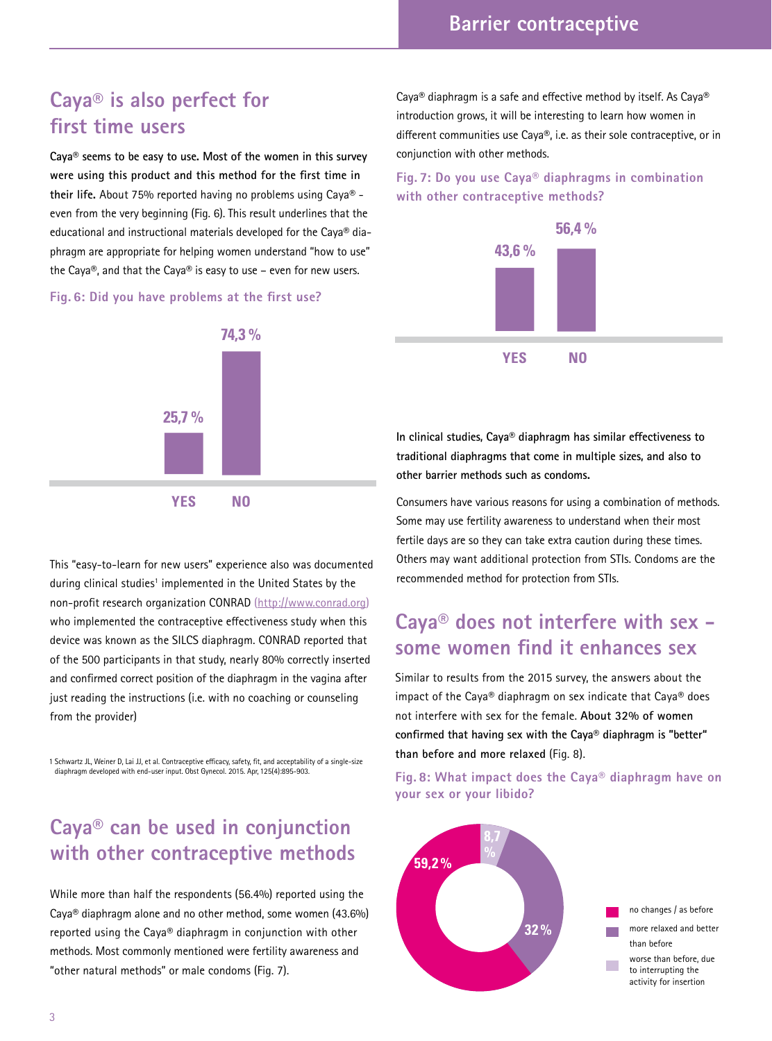## Caya® is also perfect for first time users

**Caya® seems to be easy to use. Most of the women in this survey were using this product and this method for the first time in their life.** About 75% reported having no problems using Caya® – even from the very beginning (Fig. 6). This result underlines that the educational and instructional materials developed for the Caya® diaphragm are appropriate for helping women understand "how to use" the Caya®, and that the Caya® is easy to use – even for new users.

**Fig. 6: Did you have problems at the first use?**

| YES | NO |
|---|---|
| 25,7 % | 74,3 % |

This "easy-to-learn for new users" experience also was documented during clinical studies[1] implemented in the United States by the non-profit research organization CONRAD (http://www.conrad.org) who implemented the contraceptive effectiveness study when this device was known as the SILCS diaphragm. CONRAD reported that of the 500 participants in that study, nearly 80% correctly inserted and confirmed correct position of the diaphragm in the vagina after just reading the instructions (i.e. with no coaching or counseling from the provider)

[1] Schwartz JL, Weiner D, Lai JJ, et al. Contraceptive efficacy, safety, fit, and acceptability of a single-size diaphragm developed with end-user input. Obst Gynecol. 2015. Apr, 125(4):895-903.

## Caya® can be used in conjunction with other contraceptive methods

While more than half the respondents (56.4%) reported using the Caya® diaphragm alone and no other method, some women (43.6%) reported using the Caya® diaphragm in conjunction with other methods. Most commonly mentioned were fertility awareness and "other natural methods" or male condoms (Fig. 7).

Caya® diaphragm is a safe and effective method by itself. As Caya® introduction grows, it will be interesting to learn how women in different communities use Caya®, i.e. as their sole contraceptive, or in conjunction with other methods.

**Fig. 7: Do you use Caya® diaphragms in combination with other contraceptive methods?**

| YES | NO |
|---|---|
| 43,6 % | 56,4 % |

**In clinical studies, Caya® diaphragm has similar effectiveness to traditional diaphragms that come in multiple sizes, and also to other barrier methods such as condoms.**

Consumers have various reasons for using a combination of methods. Some may use fertility awareness to understand when their most fertile days are so they can take extra caution during these times. Others may want additional protection from STIs. Condoms are the recommended method for protection from STIs.

## Caya® does not interfere with sex – some women find it enhances sex

Similar to results from the 2015 survey, the answers about the impact of the Caya® diaphragm on sex indicate that Caya® does not interfere with sex for the female. **About 32% of women confirmed that having sex with the Caya® diaphragm is "better" than before and more relaxed** (Fig. 8).

**Fig. 8: What impact does the Caya® diaphragm have on your sex or your libido?**

| Response | Percentage |
|---|---|
| no changes / as before | 59,2 % |
| more relaxed and better than before | 32 % |
| worse than before, due to interrupting the activity for insertion | 8,7 % |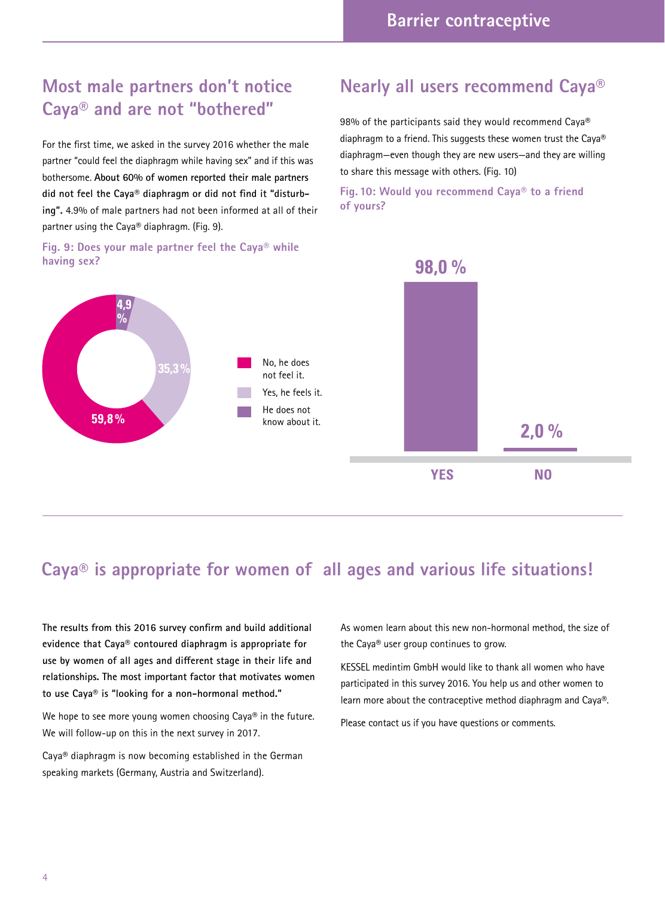## Most male partners don't notice Caya® and are not "bothered"

For the first time, we asked in the survey 2016 whether the male partner "could feel the diaphragm while having sex" and if this was bothersome. **About 60% of women reported their male partners did not feel the Caya® diaphragm or did not find it "disturbing".** 4.9% of male partners had not been informed at all of their partner using the Caya® diaphragm. (Fig. 9).

**Fig. 9: Does your male partner feel the Caya® while having sex?**

| Answer | Share |
|---|---|
| No, he does not feel it. | 59,8 % |
| Yes, he feels it. | 35,3 % |
| He does not know about it. | 4,9 % |

## Nearly all users recommend Caya®

98% of the participants said they would recommend Caya® diaphragm to a friend. This suggests these women trust the Caya® diaphragm—even though they are new users—and they are willing to share this message with others. (Fig. 10)

**Fig. 10: Would you recommend Caya® to a friend of yours?**

| Answer | Share |
|---|---|
| YES | 98,0 % |
| NO | 2,0 % |

## Caya® is appropriate for women of all ages and various life situations!

**The results from this 2016 survey confirm and build additional evidence that Caya® contoured diaphragm is appropriate for use by women of all ages and different stage in their life and relationships. The most important factor that motivates women to use Caya® is "looking for a non-hormonal method."**

We hope to see more young women choosing Caya® in the future. We will follow-up on this in the next survey in 2017.

Caya® diaphragm is now becoming established in the German speaking markets (Germany, Austria and Switzerland).

As women learn about this new non-hormonal method, the size of the Caya® user group continues to grow.

KESSEL medintim GmbH would like to thank all women who have participated in this survey 2016. You help us and other women to learn more about the contraceptive method diaphragm and Caya®.

Please contact us if you have questions or comments.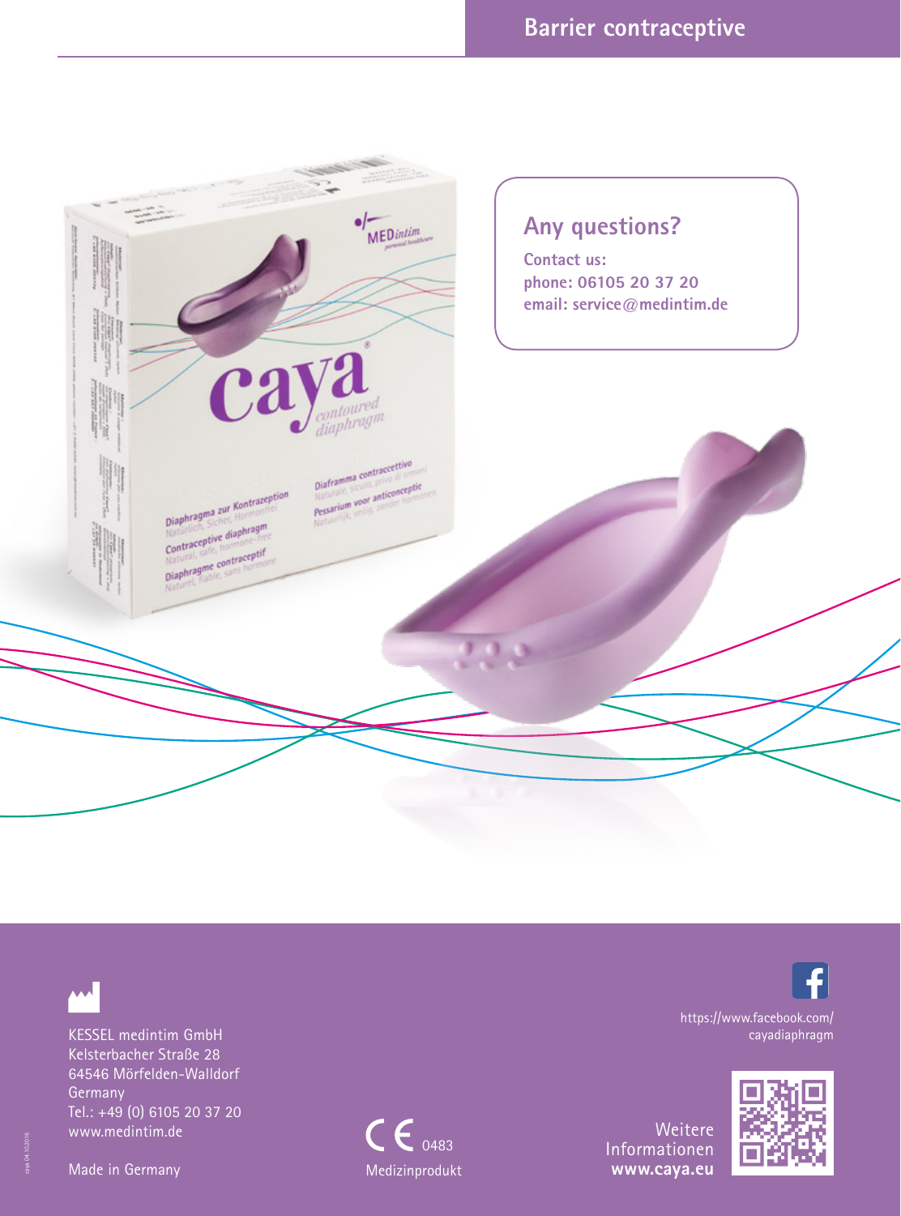## Barrier contraceptive

### Any questions?

**Contact us:**
**phone: 06105 20 37 20**
**email: service@medintim.de**

KESSEL medintim GmbH
Kelsterbacher Straße 28
64546 Mörfelden-Walldorf
Germany
Tel.: +49 (0) 6105 20 37 20
www.medintim.de

Made in Germany

CE 0483
Medizinprodukt

https://www.facebook.com/cayadiaphragm

Weitere Informationen
**www.caya.eu**